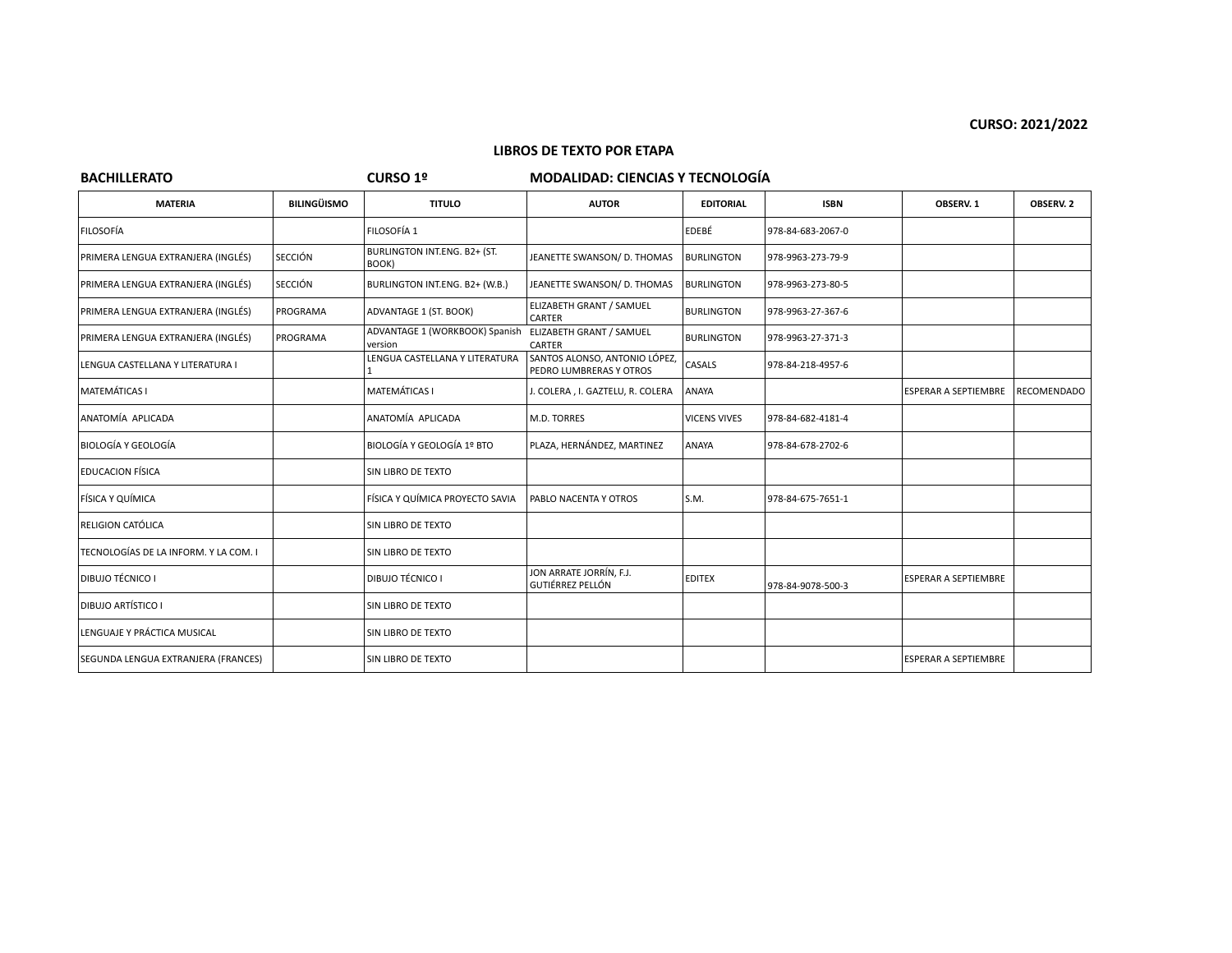**CURSO: 2021/2022**

## LIBROS DE TEXTO POR ETAPA

**BACHILLERATO** **CURSO 1º** **MODALIDAD: CIENCIAS Y TECNOLOGÍA**

| MATERIA | BILINGÜISMO | TITULO | AUTOR | EDITORIAL | ISBN | OBSERV. 1 | OBSERV. 2 |
|---|---|---|---|---|---|---|---|
| FILOSOFÍA | | FILOSOFÍA 1 | | EDEBÉ | 978-84-683-2067-0 | | |
| PRIMERA LENGUA EXTRANJERA (INGLÉS) | SECCIÓN | BURLINGTON INT.ENG. B2+ (ST. BOOK) | JEANETTE SWANSON/ D. THOMAS | BURLINGTON | 978-9963-273-79-9 | | |
| PRIMERA LENGUA EXTRANJERA (INGLÉS) | SECCIÓN | BURLINGTON INT.ENG. B2+ (W.B.) | JEANETTE SWANSON/ D. THOMAS | BURLINGTON | 978-9963-273-80-5 | | |
| PRIMERA LENGUA EXTRANJERA (INGLÉS) | PROGRAMA | ADVANTAGE 1 (ST. BOOK) | ELIZABETH GRANT / SAMUEL CARTER | BURLINGTON | 978-9963-27-367-6 | | |
| PRIMERA LENGUA EXTRANJERA (INGLÉS) | PROGRAMA | ADVANTAGE 1 (WORKBOOK) Spanish version | ELIZABETH GRANT / SAMUEL CARTER | BURLINGTON | 978-9963-27-371-3 | | |
| LENGUA CASTELLANA Y LITERATURA I | | LENGUA CASTELLANA Y LITERATURA 1 | SANTOS ALONSO, ANTONIO LÓPEZ, PEDRO LUMBRERAS Y OTROS | CASALS | 978-84-218-4957-6 | | |
| MATEMÁTICAS I | | MATEMÁTICAS I | J. COLERA , I. GAZTELU, R. COLERA | ANAYA | | ESPERAR A SEPTIEMBRE | RECOMENDADO |
| ANATOMÍA APLICADA | | ANATOMÍA APLICADA | M.D. TORRES | VICENS VIVES | 978-84-682-4181-4 | | |
| BIOLOGÍA Y GEOLOGÍA | | BIOLOGÍA Y GEOLOGÍA 1º BTO | PLAZA, HERNÁNDEZ, MARTINEZ | ANAYA | 978-84-678-2702-6 | | |
| EDUCACION FÍSICA | | SIN LIBRO DE TEXTO | | | | | |
| FÍSICA Y QUÍMICA | | FÍSICA Y QUÍMICA PROYECTO SAVIA | PABLO NACENTA Y OTROS | S.M. | 978-84-675-7651-1 | | |
| RELIGION CATÓLICA | | SIN LIBRO DE TEXTO | | | | | |
| TECNOLOGÍAS DE LA INFORM. Y LA COM. I | | SIN LIBRO DE TEXTO | | | | | |
| DIBUJO TÉCNICO I | | DIBUJO TÉCNICO I | JON ARRATE JORRÍN, F.J. GUTIÉRREZ PELLÓN | EDITEX | 978-84-9078-500-3 | ESPERAR A SEPTIEMBRE | |
| DIBUJO ARTÍSTICO I | | SIN LIBRO DE TEXTO | | | | | |
| LENGUAJE Y PRÁCTICA MUSICAL | | SIN LIBRO DE TEXTO | | | | | |
| SEGUNDA LENGUA EXTRANJERA (FRANCES) | | SIN LIBRO DE TEXTO | | | | ESPERAR A SEPTIEMBRE | |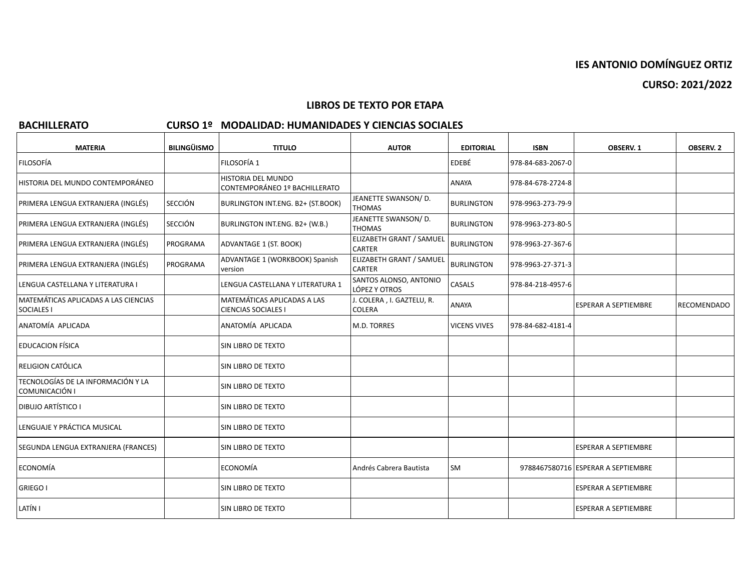**IES ANTONIO DOMÍNGUEZ ORTIZ**

**CURSO: 2021/2022**

## LIBROS DE TEXTO POR ETAPA

**BACHILLERATO** **CURSO 1º MODALIDAD: HUMANIDADES Y CIENCIAS SOCIALES**

| MATERIA | BILINGÜISMO | TITULO | AUTOR | EDITORIAL | ISBN | OBSERV. 1 | OBSERV. 2 |
|---|---|---|---|---|---|---|---|
| FILOSOFÍA | | FILOSOFÍA 1 | | EDEBÉ | 978-84-683-2067-0 | | |
| HISTORIA DEL MUNDO CONTEMPORÁNEO | | HISTORIA DEL MUNDO CONTEMPORÁNEO 1º BACHILLERATO | | ANAYA | 978-84-678-2724-8 | | |
| PRIMERA LENGUA EXTRANJERA (INGLÉS) | SECCIÓN | BURLINGTON INT.ENG. B2+ (ST.BOOK) | JEANETTE SWANSON/ D. THOMAS | BURLINGTON | 978-9963-273-79-9 | | |
| PRIMERA LENGUA EXTRANJERA (INGLÉS) | SECCIÓN | BURLINGTON INT.ENG. B2+ (W.B.) | JEANETTE SWANSON/ D. THOMAS | BURLINGTON | 978-9963-273-80-5 | | |
| PRIMERA LENGUA EXTRANJERA (INGLÉS) | PROGRAMA | ADVANTAGE 1 (ST. BOOK) | ELIZABETH GRANT / SAMUEL CARTER | BURLINGTON | 978-9963-27-367-6 | | |
| PRIMERA LENGUA EXTRANJERA (INGLÉS) | PROGRAMA | ADVANTAGE 1 (WORKBOOK) Spanish version | ELIZABETH GRANT / SAMUEL CARTER | BURLINGTON | 978-9963-27-371-3 | | |
| LENGUA CASTELLANA Y LITERATURA I | | LENGUA CASTELLANA Y LITERATURA 1 | SANTOS ALONSO, ANTONIO LÓPEZ Y OTROS | CASALS | 978-84-218-4957-6 | | |
| MATEMÁTICAS APLICADAS A LAS CIENCIAS SOCIALES I | | MATEMÁTICAS APLICADAS A LAS CIENCIAS SOCIALES I | J. COLERA , I. GAZTELU, R. COLERA | ANAYA | | ESPERAR A SEPTIEMBRE | RECOMENDADO |
| ANATOMÍA APLICADA | | ANATOMÍA APLICADA | M.D. TORRES | VICENS VIVES | 978-84-682-4181-4 | | |
| EDUCACION FÍSICA | | SIN LIBRO DE TEXTO | | | | | |
| RELIGION CATÓLICA | | SIN LIBRO DE TEXTO | | | | | |
| TECNOLOGÍAS DE LA INFORMACIÓN Y LA COMUNICACIÓN I | | SIN LIBRO DE TEXTO | | | | | |
| DIBUJO ARTÍSTICO I | | SIN LIBRO DE TEXTO | | | | | |
| LENGUAJE Y PRÁCTICA MUSICAL | | SIN LIBRO DE TEXTO | | | | | |
| SEGUNDA LENGUA EXTRANJERA (FRANCES) | | SIN LIBRO DE TEXTO | | | | ESPERAR A SEPTIEMBRE | |
| ECONOMÍA | | ECONOMÍA | Andrés Cabrera Bautista | SM | 9788467580716 | ESPERAR A SEPTIEMBRE | |
| GRIEGO I | | SIN LIBRO DE TEXTO | | | | ESPERAR A SEPTIEMBRE | |
| LATÍN I | | SIN LIBRO DE TEXTO | | | | ESPERAR A SEPTIEMBRE | |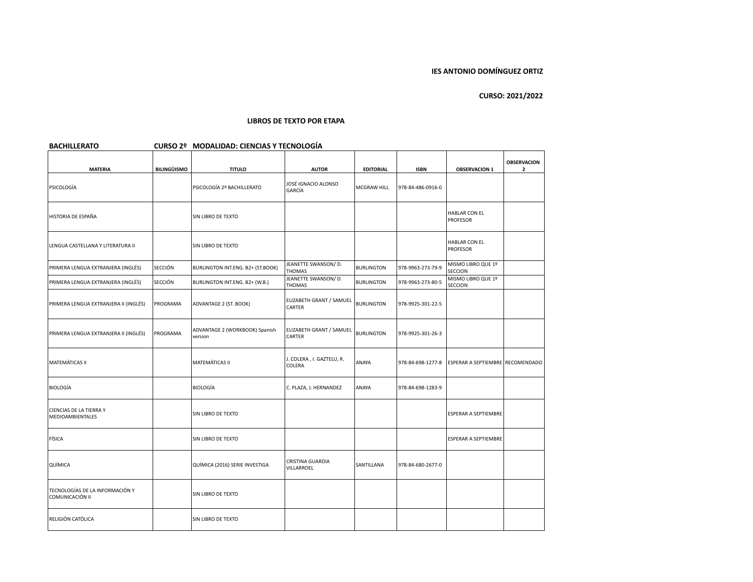**IES ANTONIO DOMÍNGUEZ ORTIZ**

**CURSO: 2021/2022**

## LIBROS DE TEXTO POR ETAPA

**BACHILLERATO** **CURSO 2º** **MODALIDAD: CIENCIAS Y TECNOLOGÍA**

| MATERIA | BILINGÜISMO | TITULO | AUTOR | EDITORIAL | ISBN | OBSERVACION 1 | OBSERVACION 2 |
|---|---|---|---|---|---|---|---|
| PSICOLOGÍA | | PSICOLOGÍA 2º BACHILLERATO | JOSÉ IGNACIO ALONSO GARCÍA | MCGRAW HILL | 978-84-486-0916-0 | | |
| HISTORIA DE ESPAÑA | | SIN LIBRO DE TEXTO | | | | HABLAR CON EL PROFESOR | |
| LENGUA CASTELLANA Y LITERATURA II | | SIN LIBRO DE TEXTO | | | | HABLAR CON EL PROFESOR | |
| PRIMERA LENGUA EXTRANJERA (INGLÉS) | SECCIÓN | BURLINGTON INT.ENG. B2+ (ST.BOOK) | JEANETTE SWANSON/ D. THOMAS | BURLINGTON | 978-9963-273-79-9 | MISMO LIBRO QUE 1º SECCION | |
| PRIMERA LENGUA EXTRANJERA (INGLÉS) | SECCIÓN | BURLINGTON INT.ENG. B2+ (W.B.) | JEANETTE SWANSON/ D. THOMAS | BURLINGTON | 978-9963-273-80-5 | MISMO LIBRO QUE 1º SECCION | |
| PRIMERA LENGUA EXTRANJERA II (INGLÉS) | PROGRAMA | ADVANTAGE 2 (ST. BOOK) | ELIZABETH GRANT / SAMUEL CARTER | BURLINGTON | 978-9925-301-22-5 | | |
| PRIMERA LENGUA EXTRANJERA II (INGLÉS) | PROGRAMA | ADVANTAGE 2 (WORKBOOK) Spanish version | ELIZABETH GRANT / SAMUEL CARTER | BURLINGTON | 978-9925-301-26-3 | | |
| MATEMÁTICAS II | | MATEMÁTICAS II | J. COLERA , I. GAZTELU, R. COLERA | ANAYA | 978-84-698-1277-8 | ESPERAR A SEPTIEMBRE | RECOMENDADO |
| BIOLOGÍA | | BIOLOGÍA | C. PLAZA, J. HERNANDEZ | ANAYA | 978-84-698-1283-9 | | |
| CIENCIAS DE LA TIERRA Y MEDIOAMBIENTALES | | SIN LIBRO DE TEXTO | | | | ESPERAR A SEPTIEMBRE | |
| FÍSICA | | SIN LIBRO DE TEXTO | | | | ESPERAR A SEPTIEMBRE | |
| QUÍMICA | | QUÍMICA (2016) SERIE INVESTIGA | CRISTINA GUARDIA VILLARROEL | SANTILLANA | 978-84-680-2677-0 | | |
| TECNOLOGÍAS DE LA INFORMACIÓN Y COMUNICACIÓN II | | SIN LIBRO DE TEXTO | | | | | |
| RELIGIÓN CATÓLICA | | SIN LIBRO DE TEXTO | | | | | |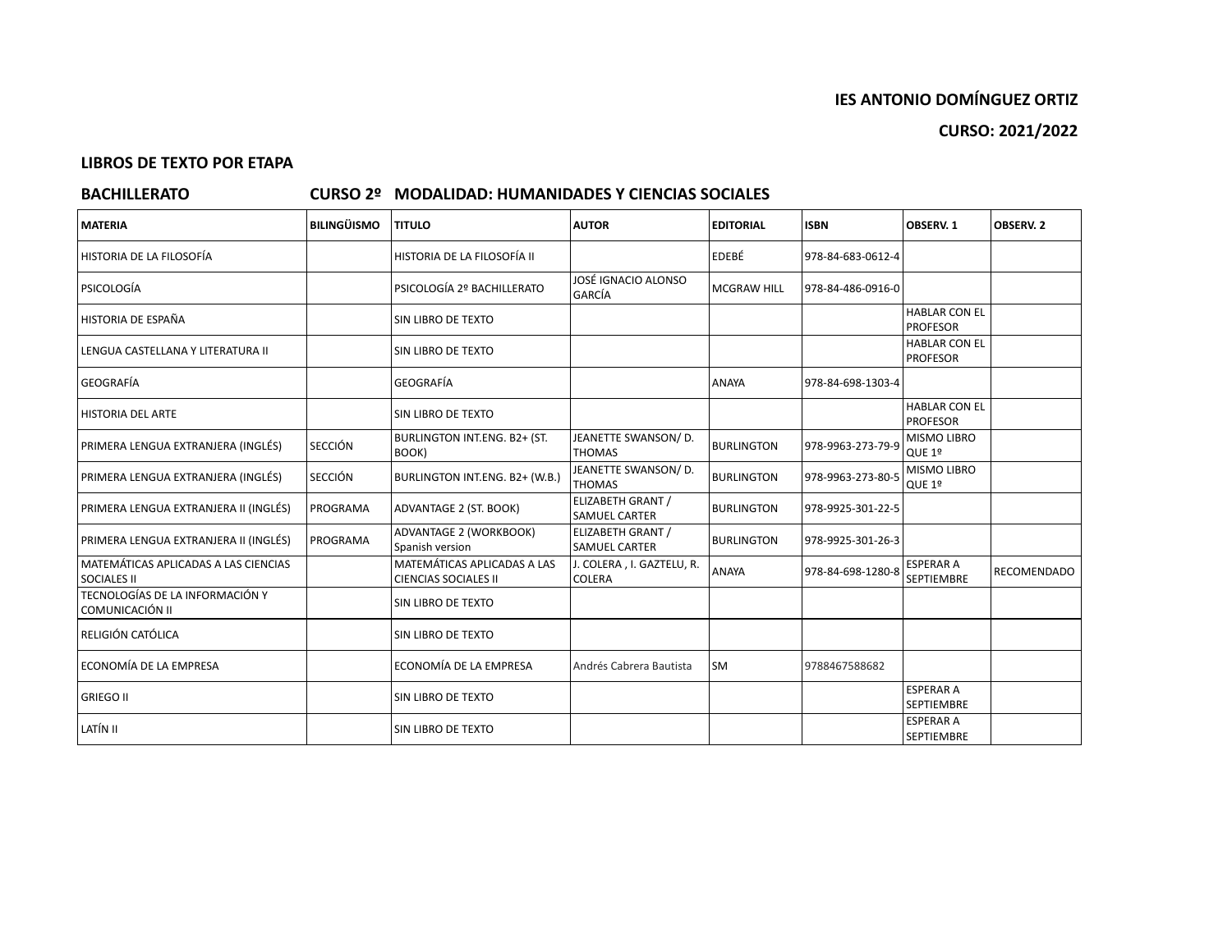**IES ANTONIO DOMÍNGUEZ ORTIZ**

**CURSO: 2021/2022**

## LIBROS DE TEXTO POR ETAPA

### BACHILLERATO CURSO 2º MODALIDAD: HUMANIDADES Y CIENCIAS SOCIALES

| MATERIA | BILINGÜISMO | TITULO | AUTOR | EDITORIAL | ISBN | OBSERV. 1 | OBSERV. 2 |
|---|---|---|---|---|---|---|---|
| HISTORIA DE LA FILOSOFÍA | | HISTORIA DE LA FILOSOFÍA II | | EDEBÉ | 978-84-683-0612-4 | | |
| PSICOLOGÍA | | PSICOLOGÍA 2º BACHILLERATO | JOSÉ IGNACIO ALONSO GARCÍA | MCGRAW HILL | 978-84-486-0916-0 | | |
| HISTORIA DE ESPAÑA | | SIN LIBRO DE TEXTO | | | | HABLAR CON EL PROFESOR | |
| LENGUA CASTELLANA Y LITERATURA II | | SIN LIBRO DE TEXTO | | | | HABLAR CON EL PROFESOR | |
| GEOGRAFÍA | | GEOGRAFÍA | | ANAYA | 978-84-698-1303-4 | | |
| HISTORIA DEL ARTE | | SIN LIBRO DE TEXTO | | | | HABLAR CON EL PROFESOR | |
| PRIMERA LENGUA EXTRANJERA (INGLÉS) | SECCIÓN | BURLINGTON INT.ENG. B2+ (ST. BOOK) | JEANETTE SWANSON/ D. THOMAS | BURLINGTON | 978-9963-273-79-9 | MISMO LIBRO QUE 1º | |
| PRIMERA LENGUA EXTRANJERA (INGLÉS) | SECCIÓN | BURLINGTON INT.ENG. B2+ (W.B.) | JEANETTE SWANSON/ D. THOMAS | BURLINGTON | 978-9963-273-80-5 | MISMO LIBRO QUE 1º | |
| PRIMERA LENGUA EXTRANJERA II (INGLÉS) | PROGRAMA | ADVANTAGE 2 (ST. BOOK) | ELIZABETH GRANT / SAMUEL CARTER | BURLINGTON | 978-9925-301-22-5 | | |
| PRIMERA LENGUA EXTRANJERA II (INGLÉS) | PROGRAMA | ADVANTAGE 2 (WORKBOOK) Spanish version | ELIZABETH GRANT / SAMUEL CARTER | BURLINGTON | 978-9925-301-26-3 | | |
| MATEMÁTICAS APLICADAS A LAS CIENCIAS SOCIALES II | | MATEMÁTICAS APLICADAS A LAS CIENCIAS SOCIALES II | J. COLERA , I. GAZTELU, R. COLERA | ANAYA | 978-84-698-1280-8 | ESPERAR A SEPTIEMBRE | RECOMENDADO |
| TECNOLOGÍAS DE LA INFORMACIÓN Y COMUNICACIÓN II | | SIN LIBRO DE TEXTO | | | | | |
| RELIGIÓN CATÓLICA | | SIN LIBRO DE TEXTO | | | | | |
| ECONOMÍA DE LA EMPRESA | | ECONOMÍA DE LA EMPRESA | Andrés Cabrera Bautista | SM | 9788467588682 | | |
| GRIEGO II | | SIN LIBRO DE TEXTO | | | | ESPERAR A SEPTIEMBRE | |
| LATÍN II | | SIN LIBRO DE TEXTO | | | | ESPERAR A SEPTIEMBRE | |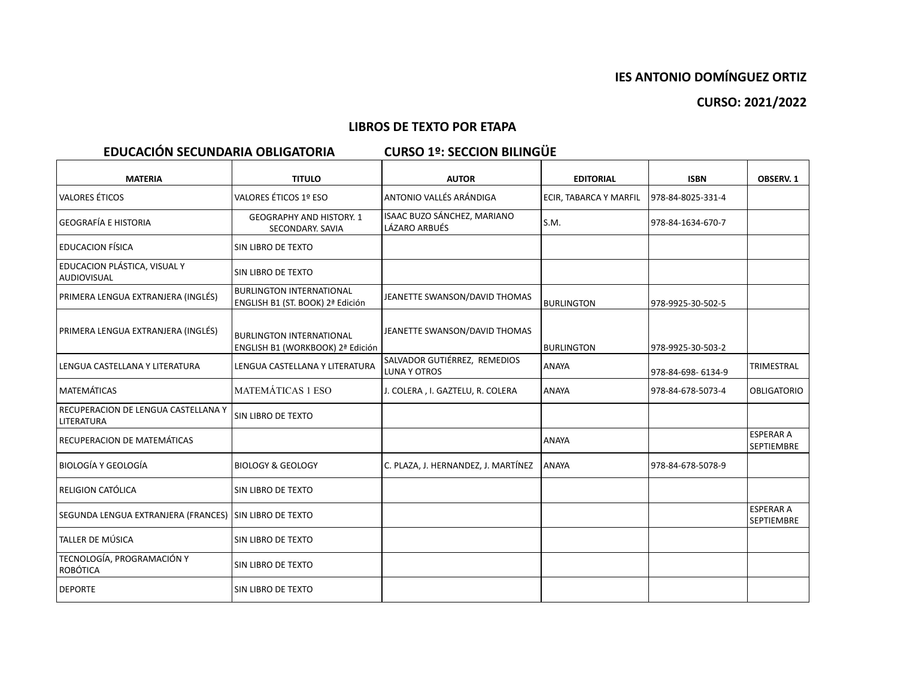**IES ANTONIO DOMÍNGUEZ ORTIZ**

**CURSO: 2021/2022**

## LIBROS DE TEXTO POR ETAPA

### EDUCACIÓN SECUNDARIA OBLIGATORIA — CURSO 1º: SECCION BILINGÜE

| MATERIA | TITULO | AUTOR | EDITORIAL | ISBN | OBSERV. 1 |
|---|---|---|---|---|---|
| VALORES ÉTICOS | VALORES ÉTICOS 1º ESO | ANTONIO VALLÉS ARÁNDIGA | ECIR, TABARCA Y MARFIL | 978-84-8025-331-4 | |
| GEOGRAFÍA E HISTORIA | GEOGRAPHY AND HISTORY. 1 SECONDARY. SAVIA | ISAAC BUZO SÁNCHEZ, MARIANO LÁZARO ARBUÉS | S.M. | 978-84-1634-670-7 | |
| EDUCACION FÍSICA | SIN LIBRO DE TEXTO | | | | |
| EDUCACION PLÁSTICA, VISUAL Y AUDIOVISUAL | SIN LIBRO DE TEXTO | | | | |
| PRIMERA LENGUA EXTRANJERA (INGLÉS) | BURLINGTON INTERNATIONAL ENGLISH B1 (ST. BOOK) 2ª Edición | JEANETTE SWANSON/DAVID THOMAS | BURLINGTON | 978-9925-30-502-5 | |
| PRIMERA LENGUA EXTRANJERA (INGLÉS) | BURLINGTON INTERNATIONAL ENGLISH B1 (WORKBOOK) 2ª Edición | JEANETTE SWANSON/DAVID THOMAS | BURLINGTON | 978-9925-30-503-2 | |
| LENGUA CASTELLANA Y LITERATURA | LENGUA CASTELLANA Y LITERATURA | SALVADOR GUTIÉRREZ, REMEDIOS LUNA Y OTROS | ANAYA | 978-84-698- 6134-9 | TRIMESTRAL |
| MATEMÁTICAS | MATEMÁTICAS 1 ESO | J. COLERA , I. GAZTELU, R. COLERA | ANAYA | 978-84-678-5073-4 | OBLIGATORIO |
| RECUPERACION DE LENGUA CASTELLANA Y LITERATURA | SIN LIBRO DE TEXTO | | | | |
| RECUPERACION DE MATEMÁTICAS | | | ANAYA | | ESPERAR A SEPTIEMBRE |
| BIOLOGÍA Y GEOLOGÍA | BIOLOGY & GEOLOGY | C. PLAZA, J. HERNANDEZ, J. MARTÍNEZ | ANAYA | 978-84-678-5078-9 | |
| RELIGION CATÓLICA | SIN LIBRO DE TEXTO | | | | |
| SEGUNDA LENGUA EXTRANJERA (FRANCES) | SIN LIBRO DE TEXTO | | | | ESPERAR A SEPTIEMBRE |
| TALLER DE MÚSICA | SIN LIBRO DE TEXTO | | | | |
| TECNOLOGÍA, PROGRAMACIÓN Y ROBÓTICA | SIN LIBRO DE TEXTO | | | | |
| DEPORTE | SIN LIBRO DE TEXTO | | | | |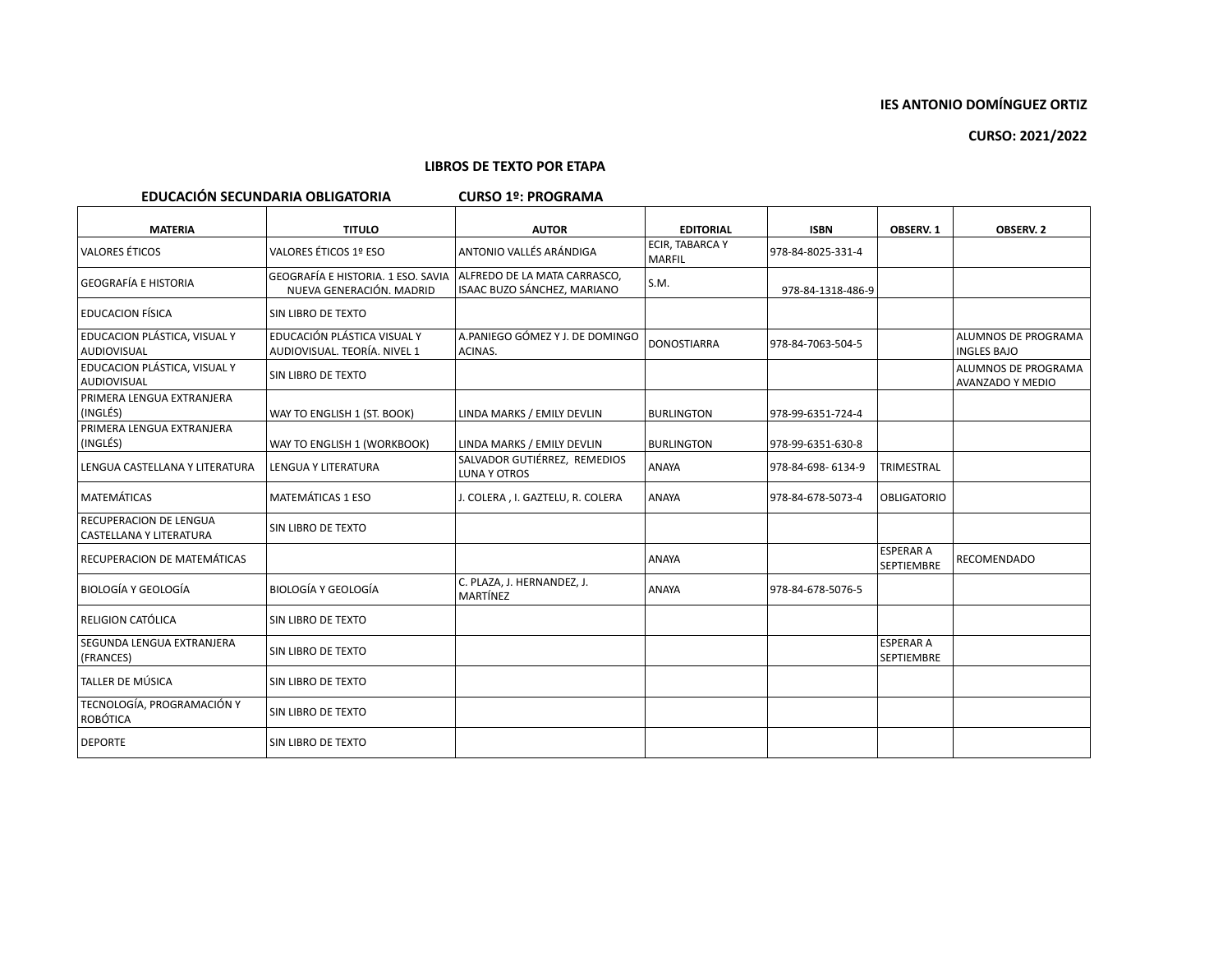**IES ANTONIO DOMÍNGUEZ ORTIZ**

**CURSO: 2021/2022**

## LIBROS DE TEXTO POR ETAPA

**EDUCACIÓN SECUNDARIA OBLIGATORIA** **CURSO 1º: PROGRAMA**

| MATERIA | TITULO | AUTOR | EDITORIAL | ISBN | OBSERV. 1 | OBSERV. 2 |
|---|---|---|---|---|---|---|
| VALORES ÉTICOS | VALORES ÉTICOS 1º ESO | ANTONIO VALLÉS ARÁNDIGA | ECIR, TABARCA Y MARFIL | 978-84-8025-331-4 | | |
| GEOGRAFÍA E HISTORIA | GEOGRAFÍA E HISTORIA. 1 ESO. SAVIA NUEVA GENERACIÓN. MADRID | ALFREDO DE LA MATA CARRASCO, ISAAC BUZO SÁNCHEZ, MARIANO | S.M. | 978-84-1318-486-9 | | |
| EDUCACION FÍSICA | SIN LIBRO DE TEXTO | | | | | |
| EDUCACION PLÁSTICA, VISUAL Y AUDIOVISUAL | EDUCACIÓN PLÁSTICA VISUAL Y AUDIOVISUAL. TEORÍA. NIVEL 1 | A.PANIEGO GÓMEZ Y J. DE DOMINGO ACINAS. | DONOSTIARRA | 978-84-7063-504-5 | | ALUMNOS DE PROGRAMA INGLES BAJO |
| EDUCACION PLÁSTICA, VISUAL Y AUDIOVISUAL | SIN LIBRO DE TEXTO | | | | | ALUMNOS DE PROGRAMA AVANZADO Y MEDIO |
| PRIMERA LENGUA EXTRANJERA (INGLÉS) | WAY TO ENGLISH 1 (ST. BOOK) | LINDA MARKS / EMILY DEVLIN | BURLINGTON | 978-99-6351-724-4 | | |
| PRIMERA LENGUA EXTRANJERA (INGLÉS) | WAY TO ENGLISH 1 (WORKBOOK) | LINDA MARKS / EMILY DEVLIN | BURLINGTON | 978-99-6351-630-8 | | |
| LENGUA CASTELLANA Y LITERATURA | LENGUA Y LITERATURA | SALVADOR GUTIÉRREZ, REMEDIOS LUNA Y OTROS | ANAYA | 978-84-698- 6134-9 | TRIMESTRAL | |
| MATEMÁTICAS | MATEMÁTICAS 1 ESO | J. COLERA , I. GAZTELU, R. COLERA | ANAYA | 978-84-678-5073-4 | OBLIGATORIO | |
| RECUPERACION DE LENGUA CASTELLANA Y LITERATURA | SIN LIBRO DE TEXTO | | | | | |
| RECUPERACION DE MATEMÁTICAS | | | ANAYA | | ESPERAR A SEPTIEMBRE | RECOMENDADO |
| BIOLOGÍA Y GEOLOGÍA | BIOLOGÍA Y GEOLOGÍA | C. PLAZA, J. HERNANDEZ, J. MARTÍNEZ | ANAYA | 978-84-678-5076-5 | | |
| RELIGION CATÓLICA | SIN LIBRO DE TEXTO | | | | | |
| SEGUNDA LENGUA EXTRANJERA (FRANCES) | SIN LIBRO DE TEXTO | | | | ESPERAR A SEPTIEMBRE | |
| TALLER DE MÚSICA | SIN LIBRO DE TEXTO | | | | | |
| TECNOLOGÍA, PROGRAMACIÓN Y ROBÓTICA | SIN LIBRO DE TEXTO | | | | | |
| DEPORTE | SIN LIBRO DE TEXTO | | | | | |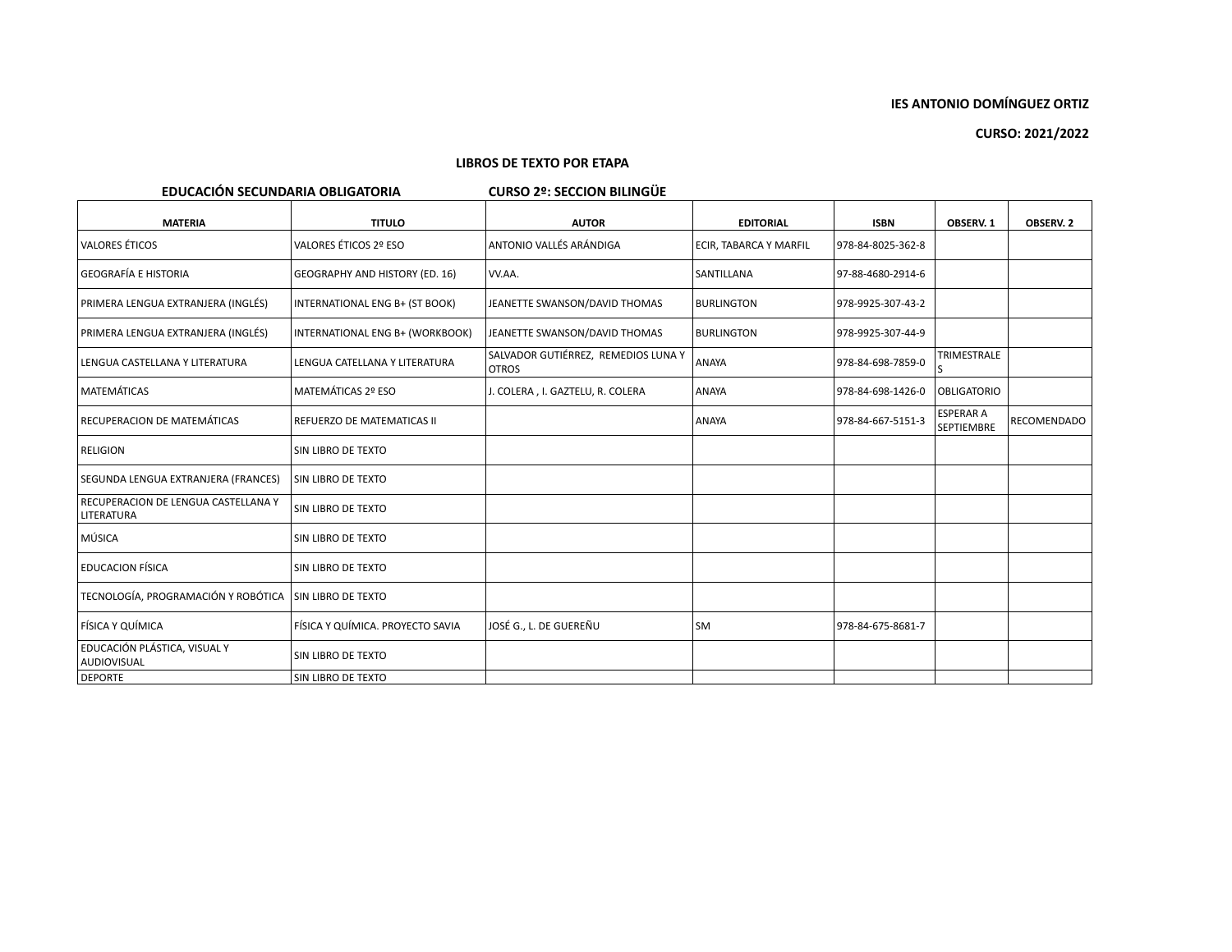**IES ANTONIO DOMÍNGUEZ ORTIZ**

**CURSO: 2021/2022**

**LIBROS DE TEXTO POR ETAPA**

**EDUCACIÓN SECUNDARIA OBLIGATORIA** **CURSO 2º: SECCION BILINGÜE**

| MATERIA | TITULO | AUTOR | EDITORIAL | ISBN | OBSERV. 1 | OBSERV. 2 |
|---|---|---|---|---|---|---|
| VALORES ÉTICOS | VALORES ÉTICOS 2º ESO | ANTONIO VALLÉS ARÁNDIGA | ECIR, TABARCA Y MARFIL | 978-84-8025-362-8 | | |
| GEOGRAFÍA E HISTORIA | GEOGRAPHY AND HISTORY (ED. 16) | VV.AA. | SANTILLANA | 97-88-4680-2914-6 | | |
| PRIMERA LENGUA EXTRANJERA (INGLÉS) | INTERNATIONAL ENG B+ (ST BOOK) | JEANETTE SWANSON/DAVID THOMAS | BURLINGTON | 978-9925-307-43-2 | | |
| PRIMERA LENGUA EXTRANJERA (INGLÉS) | INTERNATIONAL ENG B+ (WORKBOOK) | JEANETTE SWANSON/DAVID THOMAS | BURLINGTON | 978-9925-307-44-9 | | |
| LENGUA CASTELLANA Y LITERATURA | LENGUA CATELLANA Y LITERATURA | SALVADOR GUTIÉRREZ, REMEDIOS LUNA Y OTROS | ANAYA | 978-84-698-7859-0 | TRIMESTRALES | |
| MATEMÁTICAS | MATEMÁTICAS 2º ESO | J. COLERA , I. GAZTELU, R. COLERA | ANAYA | 978-84-698-1426-0 | OBLIGATORIO | |
| RECUPERACION DE MATEMÁTICAS | REFUERZO DE MATEMATICAS II | | ANAYA | 978-84-667-5151-3 | ESPERAR A SEPTIEMBRE | RECOMENDADO |
| RELIGION | SIN LIBRO DE TEXTO | | | | | |
| SEGUNDA LENGUA EXTRANJERA (FRANCES) | SIN LIBRO DE TEXTO | | | | | |
| RECUPERACION DE LENGUA CASTELLANA Y LITERATURA | SIN LIBRO DE TEXTO | | | | | |
| MÚSICA | SIN LIBRO DE TEXTO | | | | | |
| EDUCACION FÍSICA | SIN LIBRO DE TEXTO | | | | | |
| TECNOLOGÍA, PROGRAMACIÓN Y ROBÓTICA | SIN LIBRO DE TEXTO | | | | | |
| FÍSICA Y QUÍMICA | FÍSICA Y QUÍMICA. PROYECTO SAVIA | JOSÉ G., L. DE GUEREÑU | SM | 978-84-675-8681-7 | | |
| EDUCACIÓN PLÁSTICA, VISUAL Y AUDIOVISUAL | SIN LIBRO DE TEXTO | | | | | |
| DEPORTE | SIN LIBRO DE TEXTO | | | | | |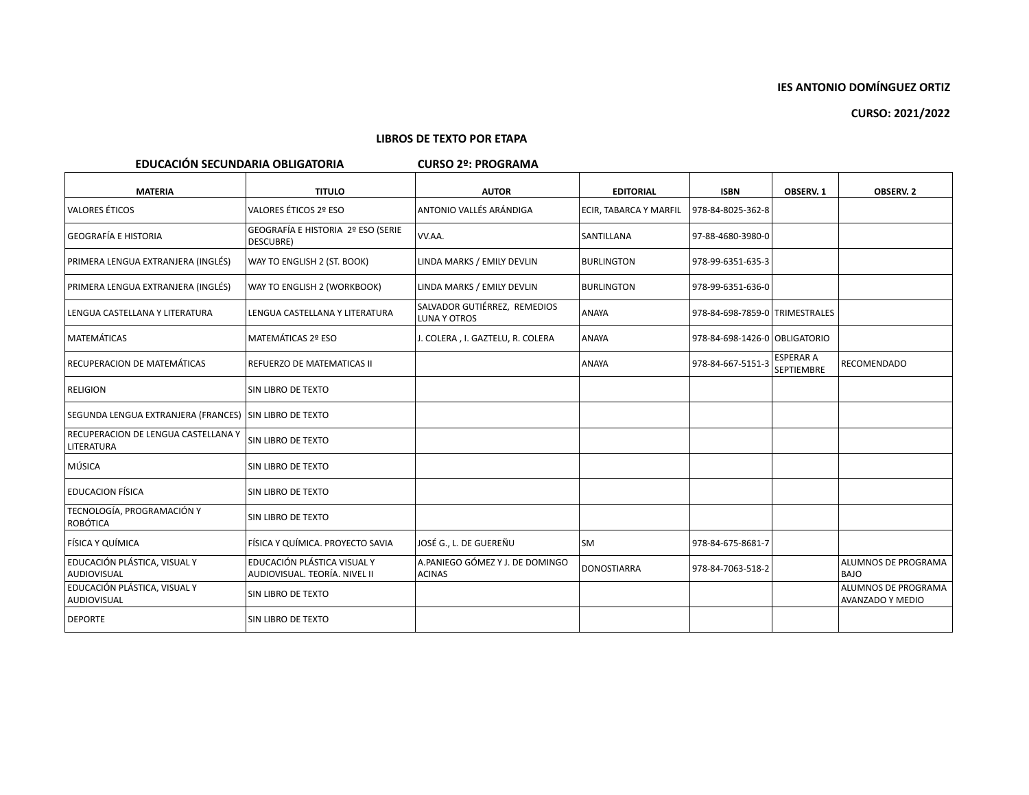**IES ANTONIO DOMÍNGUEZ ORTIZ**

**CURSO: 2021/2022**

**LIBROS DE TEXTO POR ETAPA**

**EDUCACIÓN SECUNDARIA OBLIGATORIA** **CURSO 2º: PROGRAMA**

| MATERIA | TITULO | AUTOR | EDITORIAL | ISBN | OBSERV. 1 | OBSERV. 2 |
|---|---|---|---|---|---|---|
| VALORES ÉTICOS | VALORES ÉTICOS 2º ESO | ANTONIO VALLÉS ARÁNDIGA | ECIR, TABARCA Y MARFIL | 978-84-8025-362-8 | | |
| GEOGRAFÍA E HISTORIA | GEOGRAFÍA E HISTORIA 2º ESO (SERIE DESCUBRE) | VV.AA. | SANTILLANA | 97-88-4680-3980-0 | | |
| PRIMERA LENGUA EXTRANJERA (INGLÉS) | WAY TO ENGLISH 2 (ST. BOOK) | LINDA MARKS / EMILY DEVLIN | BURLINGTON | 978-99-6351-635-3 | | |
| PRIMERA LENGUA EXTRANJERA (INGLÉS) | WAY TO ENGLISH 2 (WORKBOOK) | LINDA MARKS / EMILY DEVLIN | BURLINGTON | 978-99-6351-636-0 | | |
| LENGUA CASTELLANA Y LITERATURA | LENGUA CASTELLANA Y LITERATURA | SALVADOR GUTIÉRREZ, REMEDIOS LUNA Y OTROS | ANAYA | 978-84-698-7859-0 | TRIMESTRALES | |
| MATEMÁTICAS | MATEMÁTICAS 2º ESO | J. COLERA , I. GAZTELU, R. COLERA | ANAYA | 978-84-698-1426-0 | OBLIGATORIO | |
| RECUPERACION DE MATEMÁTICAS | REFUERZO DE MATEMATICAS II | | ANAYA | 978-84-667-5151-3 | ESPERAR A SEPTIEMBRE | RECOMENDADO |
| RELIGION | SIN LIBRO DE TEXTO | | | | | |
| SEGUNDA LENGUA EXTRANJERA (FRANCES) | SIN LIBRO DE TEXTO | | | | | |
| RECUPERACION DE LENGUA CASTELLANA Y LITERATURA | SIN LIBRO DE TEXTO | | | | | |
| MÚSICA | SIN LIBRO DE TEXTO | | | | | |
| EDUCACION FÍSICA | SIN LIBRO DE TEXTO | | | | | |
| TECNOLOGÍA, PROGRAMACIÓN Y ROBÓTICA | SIN LIBRO DE TEXTO | | | | | |
| FÍSICA Y QUÍMICA | FÍSICA Y QUÍMICA. PROYECTO SAVIA | JOSÉ G., L. DE GUEREÑU | SM | 978-84-675-8681-7 | | |
| EDUCACIÓN PLÁSTICA, VISUAL Y AUDIOVISUAL | EDUCACIÓN PLÁSTICA VISUAL Y AUDIOVISUAL. TEORÍA. NIVEL II | A.PANIEGO GÓMEZ Y J. DE DOMINGO ACINAS | DONOSTIARRA | 978-84-7063-518-2 | | ALUMNOS DE PROGRAMA BAJO |
| EDUCACIÓN PLÁSTICA, VISUAL Y AUDIOVISUAL | SIN LIBRO DE TEXTO | | | | | ALUMNOS DE PROGRAMA AVANZADO Y MEDIO |
| DEPORTE | SIN LIBRO DE TEXTO | | | | | |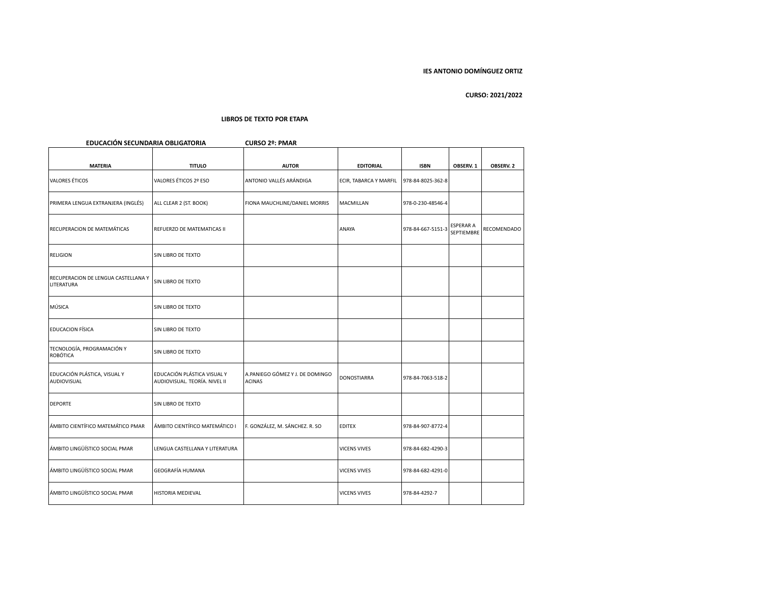**IES ANTONIO DOMÍNGUEZ ORTIZ**

**CURSO: 2021/2022**

## LIBROS DE TEXTO POR ETAPA

**EDUCACIÓN SECUNDARIA OBLIGATORIA** **CURSO 2º: PMAR**

| MATERIA | TITULO | AUTOR | EDITORIAL | ISBN | OBSERV. 1 | OBSERV. 2 |
|---|---|---|---|---|---|---|
| VALORES ÉTICOS | VALORES ÉTICOS 2º ESO | ANTONIO VALLÉS ARÁNDIGA | ECIR, TABARCA Y MARFIL | 978-84-8025-362-8 | | |
| PRIMERA LENGUA EXTRANJERA (INGLÉS) | ALL CLEAR 2 (ST. BOOK) | FIONA MAUCHLINE/DANIEL MORRIS | MACMILLAN | 978-0-230-48546-4 | | |
| RECUPERACION DE MATEMÁTICAS | REFUERZO DE MATEMATICAS II | | ANAYA | 978-84-667-5151-3 | ESPERAR A SEPTIEMBRE | RECOMENDADO |
| RELIGION | SIN LIBRO DE TEXTO | | | | | |
| RECUPERACION DE LENGUA CASTELLANA Y LITERATURA | SIN LIBRO DE TEXTO | | | | | |
| MÚSICA | SIN LIBRO DE TEXTO | | | | | |
| EDUCACION FÍSICA | SIN LIBRO DE TEXTO | | | | | |
| TECNOLOGÍA, PROGRAMACIÓN Y ROBÓTICA | SIN LIBRO DE TEXTO | | | | | |
| EDUCACIÓN PLÁSTICA, VISUAL Y AUDIOVISUAL | EDUCACIÓN PLÁSTICA VISUAL Y AUDIOVISUAL. TEORÍA. NIVEL II | A.PANIEGO GÓMEZ Y J. DE DOMINGO ACINAS | DONOSTIARRA | 978-84-7063-518-2 | | |
| DEPORTE | SIN LIBRO DE TEXTO | | | | | |
| ÁMBITO CIENTÍFICO MATEMÁTICO PMAR | ÁMBITO CIENTÍFICO MATEMÁTICO I | F. GONZÁLEZ, M. SÁNCHEZ. R. SO | EDITEX | 978-84-907-8772-4 | | |
| ÁMBITO LINGÜÍSTICO SOCIAL PMAR | LENGUA CASTELLANA Y LITERATURA | | VICENS VIVES | 978-84-682-4290-3 | | |
| ÁMBITO LINGÜÍSTICO SOCIAL PMAR | GEOGRAFÍA HUMANA | | VICENS VIVES | 978-84-682-4291-0 | | |
| ÁMBITO LINGÜÍSTICO SOCIAL PMAR | HISTORIA MEDIEVAL | | VICENS VIVES | 978-84-4292-7 | | |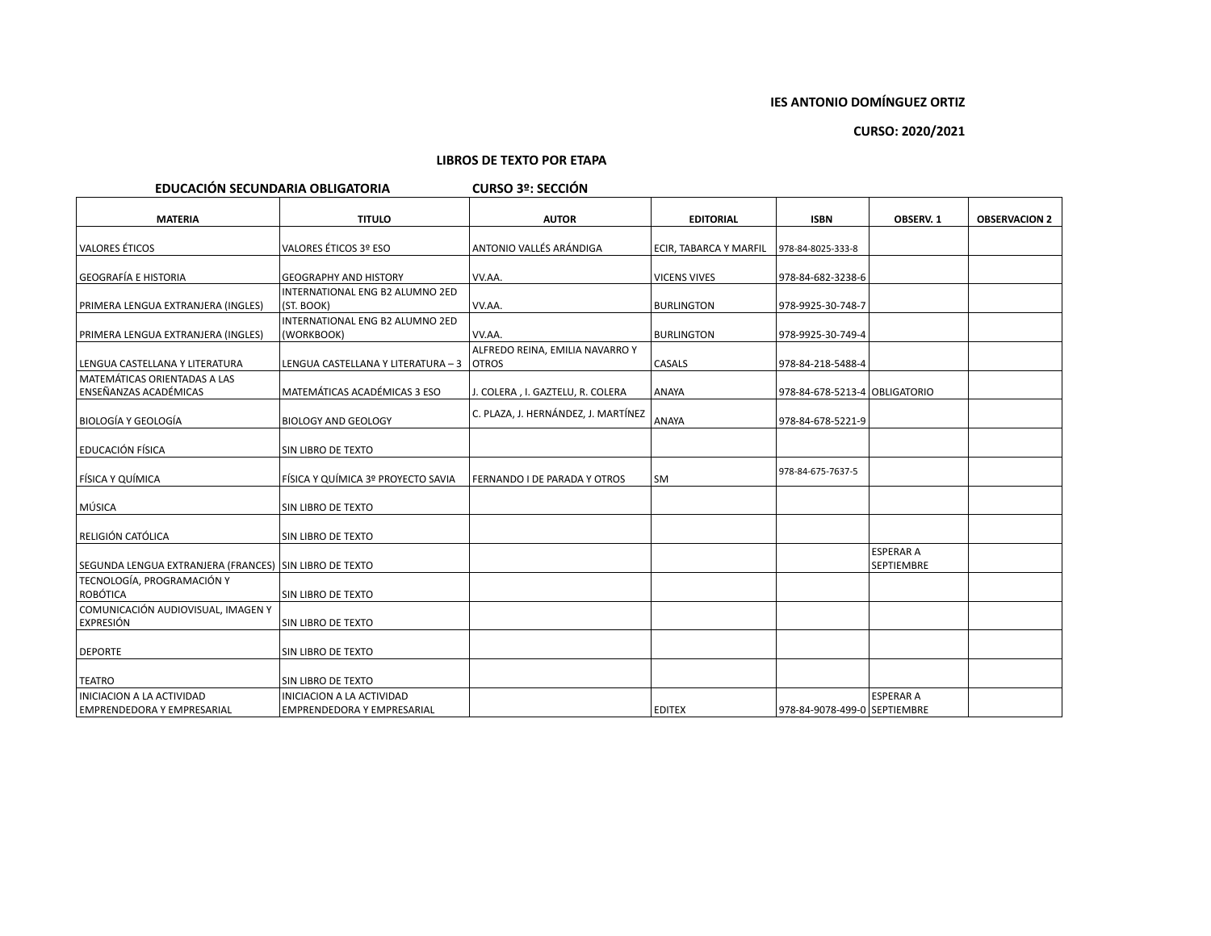**IES ANTONIO DOMÍNGUEZ ORTIZ**

**CURSO: 2020/2021**

**LIBROS DE TEXTO POR ETAPA**

**EDUCACIÓN SECUNDARIA OBLIGATORIA** **CURSO 3º: SECCIÓN**

| MATERIA | TITULO | AUTOR | EDITORIAL | ISBN | OBSERV. 1 | OBSERVACION 2 |
|---|---|---|---|---|---|---|
| VALORES ÉTICOS | VALORES ÉTICOS 3º ESO | ANTONIO VALLÉS ARÁNDIGA | ECIR, TABARCA Y MARFIL | 978-84-8025-333-8 | | |
| GEOGRAFÍA E HISTORIA | GEOGRAPHY AND HISTORY | VV.AA. | VICENS VIVES | 978-84-682-3238-6 | | |
| PRIMERA LENGUA EXTRANJERA (INGLES) | INTERNATIONAL ENG B2 ALUMNO 2ED (ST. BOOK) | VV.AA. | BURLINGTON | 978-9925-30-748-7 | | |
| PRIMERA LENGUA EXTRANJERA (INGLES) | INTERNATIONAL ENG B2 ALUMNO 2ED (WORKBOOK) | VV.AA. | BURLINGTON | 978-9925-30-749-4 | | |
| LENGUA CASTELLANA Y LITERATURA | LENGUA CASTELLANA Y LITERATURA – 3 | ALFREDO REINA, EMILIA NAVARRO Y OTROS | CASALS | 978-84-218-5488-4 | | |
| MATEMÁTICAS ORIENTADAS A LAS ENSEÑANZAS ACADÉMICAS | MATEMÁTICAS ACADÉMICAS 3 ESO | J. COLERA , I. GAZTELU, R. COLERA | ANAYA | 978-84-678-5213-4 | OBLIGATORIO | |
| BIOLOGÍA Y GEOLOGÍA | BIOLOGY AND GEOLOGY | C. PLAZA, J. HERNÁNDEZ, J. MARTÍNEZ | ANAYA | 978-84-678-5221-9 | | |
| EDUCACIÓN FÍSICA | SIN LIBRO DE TEXTO | | | | | |
| FÍSICA Y QUÍMICA | FÍSICA Y QUÍMICA 3º PROYECTO SAVIA | FERNANDO I DE PARADA Y OTROS | SM | 978-84-675-7637-5 | | |
| MÚSICA | SIN LIBRO DE TEXTO | | | | | |
| RELIGIÓN CATÓLICA | SIN LIBRO DE TEXTO | | | | | |
| SEGUNDA LENGUA EXTRANJERA (FRANCES) | SIN LIBRO DE TEXTO | | | | ESPERAR A SEPTIEMBRE | |
| TECNOLOGÍA, PROGRAMACIÓN Y ROBÓTICA | SIN LIBRO DE TEXTO | | | | | |
| COMUNICACIÓN AUDIOVISUAL, IMAGEN Y EXPRESIÓN | SIN LIBRO DE TEXTO | | | | | |
| DEPORTE | SIN LIBRO DE TEXTO | | | | | |
| TEATRO | SIN LIBRO DE TEXTO | | | | | |
| INICIACION A LA ACTIVIDAD EMPRENDEDORA Y EMPRESARIAL | INICIACION A LA ACTIVIDAD EMPRENDEDORA Y EMPRESARIAL | | EDITEX | 978-84-9078-499-0 | ESPERAR A SEPTIEMBRE | |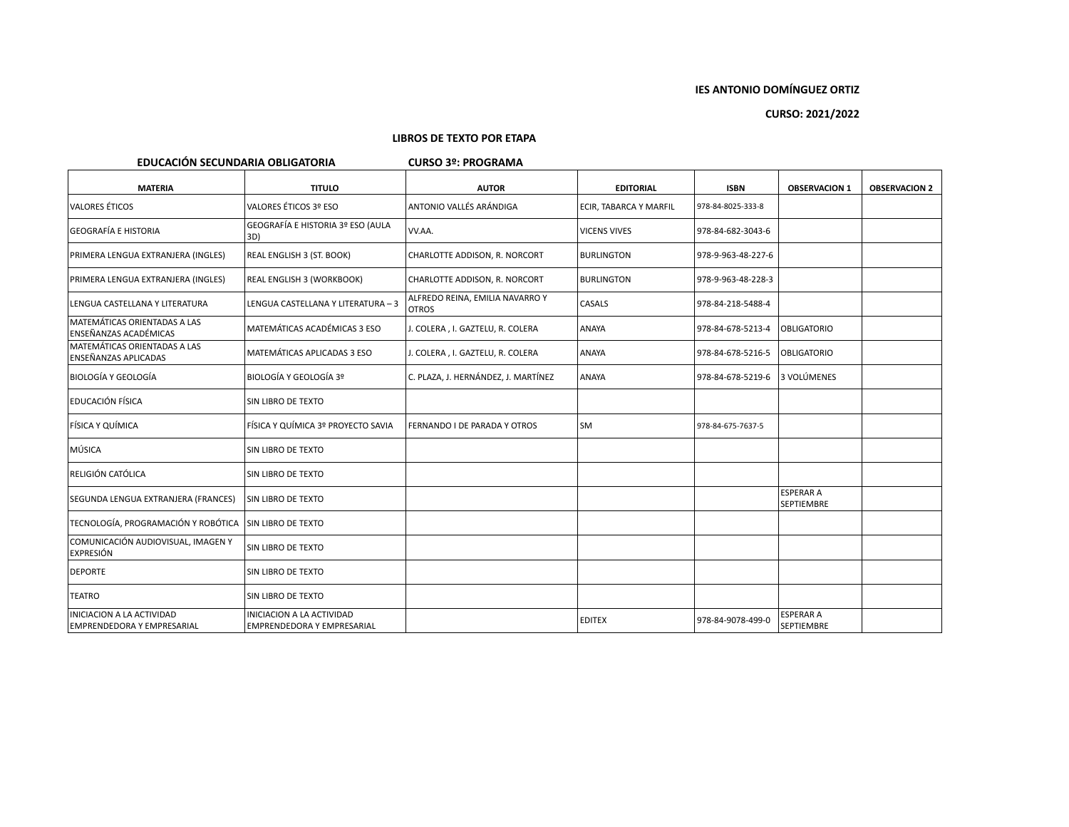**IES ANTONIO DOMÍNGUEZ ORTIZ**

**CURSO: 2021/2022**

### LIBROS DE TEXTO POR ETAPA

**EDUCACIÓN SECUNDARIA OBLIGATORIA** **CURSO 3º: PROGRAMA**

| MATERIA | TITULO | AUTOR | EDITORIAL | ISBN | OBSERVACION 1 | OBSERVACION 2 |
|---|---|---|---|---|---|---|
| VALORES ÉTICOS | VALORES ÉTICOS 3º ESO | ANTONIO VALLÉS ARÁNDIGA | ECIR, TABARCA Y MARFIL | 978-84-8025-333-8 | | |
| GEOGRAFÍA E HISTORIA | GEOGRAFÍA E HISTORIA 3º ESO (AULA 3D) | VV.AA. | VICENS VIVES | 978-84-682-3043-6 | | |
| PRIMERA LENGUA EXTRANJERA (INGLES) | REAL ENGLISH 3 (ST. BOOK) | CHARLOTTE ADDISON, R. NORCORT | BURLINGTON | 978-9-963-48-227-6 | | |
| PRIMERA LENGUA EXTRANJERA (INGLES) | REAL ENGLISH 3 (WORKBOOK) | CHARLOTTE ADDISON, R. NORCORT | BURLINGTON | 978-9-963-48-228-3 | | |
| LENGUA CASTELLANA Y LITERATURA | LENGUA CASTELLANA Y LITERATURA – 3 | ALFREDO REINA, EMILIA NAVARRO Y OTROS | CASALS | 978-84-218-5488-4 | | |
| MATEMÁTICAS ORIENTADAS A LAS ENSEÑANZAS ACADÉMICAS | MATEMÁTICAS ACADÉMICAS 3 ESO | J. COLERA , I. GAZTELU, R. COLERA | ANAYA | 978-84-678-5213-4 | OBLIGATORIO | |
| MATEMÁTICAS ORIENTADAS A LAS ENSEÑANZAS APLICADAS | MATEMÁTICAS APLICADAS 3 ESO | J. COLERA , I. GAZTELU, R. COLERA | ANAYA | 978-84-678-5216-5 | OBLIGATORIO | |
| BIOLOGÍA Y GEOLOGÍA | BIOLOGÍA Y GEOLOGÍA 3º | C. PLAZA, J. HERNÁNDEZ, J. MARTÍNEZ | ANAYA | 978-84-678-5219-6 | 3 VOLÚMENES | |
| EDUCACIÓN FÍSICA | SIN LIBRO DE TEXTO | | | | | |
| FÍSICA Y QUÍMICA | FÍSICA Y QUÍMICA 3º PROYECTO SAVIA | FERNANDO I DE PARADA Y OTROS | SM | 978-84-675-7637-5 | | |
| MÚSICA | SIN LIBRO DE TEXTO | | | | | |
| RELIGIÓN CATÓLICA | SIN LIBRO DE TEXTO | | | | | |
| SEGUNDA LENGUA EXTRANJERA (FRANCES) | SIN LIBRO DE TEXTO | | | | ESPERAR A SEPTIEMBRE | |
| TECNOLOGÍA, PROGRAMACIÓN Y ROBÓTICA | SIN LIBRO DE TEXTO | | | | | |
| COMUNICACIÓN AUDIOVISUAL, IMAGEN Y EXPRESIÓN | SIN LIBRO DE TEXTO | | | | | |
| DEPORTE | SIN LIBRO DE TEXTO | | | | | |
| TEATRO | SIN LIBRO DE TEXTO | | | | | |
| INICIACION A LA ACTIVIDAD EMPRENDEDORA Y EMPRESARIAL | INICIACION A LA ACTIVIDAD EMPRENDEDORA Y EMPRESARIAL | | EDITEX | 978-84-9078-499-0 | ESPERAR A SEPTIEMBRE | |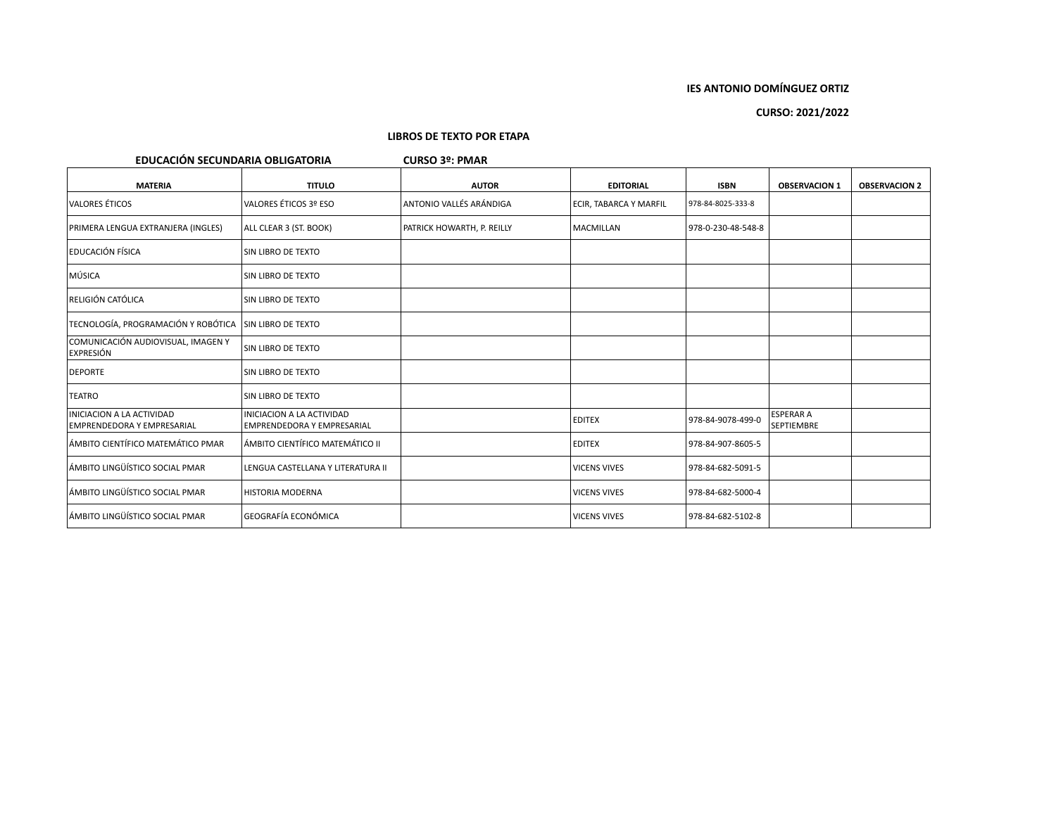**IES ANTONIO DOMÍNGUEZ ORTIZ**

**CURSO: 2021/2022**

**LIBROS DE TEXTO POR ETAPA**

**EDUCACIÓN SECUNDARIA OBLIGATORIA** **CURSO 3º: PMAR**

| MATERIA | TITULO | AUTOR | EDITORIAL | ISBN | OBSERVACION 1 | OBSERVACION 2 |
|---|---|---|---|---|---|---|
| VALORES ÉTICOS | VALORES ÉTICOS 3º ESO | ANTONIO VALLÉS ARÁNDIGA | ECIR, TABARCA Y MARFIL | 978-84-8025-333-8 | | |
| PRIMERA LENGUA EXTRANJERA (INGLES) | ALL CLEAR 3 (ST. BOOK) | PATRICK HOWARTH, P. REILLY | MACMILLAN | 978-0-230-48-548-8 | | |
| EDUCACIÓN FÍSICA | SIN LIBRO DE TEXTO | | | | | |
| MÚSICA | SIN LIBRO DE TEXTO | | | | | |
| RELIGIÓN CATÓLICA | SIN LIBRO DE TEXTO | | | | | |
| TECNOLOGÍA, PROGRAMACIÓN Y ROBÓTICA | SIN LIBRO DE TEXTO | | | | | |
| COMUNICACIÓN AUDIOVISUAL, IMAGEN Y EXPRESIÓN | SIN LIBRO DE TEXTO | | | | | |
| DEPORTE | SIN LIBRO DE TEXTO | | | | | |
| TEATRO | SIN LIBRO DE TEXTO | | | | | |
| INICIACION A LA ACTIVIDAD EMPRENDEDORA Y EMPRESARIAL | INICIACION A LA ACTIVIDAD EMPRENDEDORA Y EMPRESARIAL | | EDITEX | 978-84-9078-499-0 | ESPERAR A SEPTIEMBRE | |
| ÁMBITO CIENTÍFICO MATEMÁTICO PMAR | ÁMBITO CIENTÍFICO MATEMÁTICO II | | EDITEX | 978-84-907-8605-5 | | |
| ÁMBITO LINGÜÍSTICO SOCIAL PMAR | LENGUA CASTELLANA Y LITERATURA II | | VICENS VIVES | 978-84-682-5091-5 | | |
| ÁMBITO LINGÜÍSTICO SOCIAL PMAR | HISTORIA MODERNA | | VICENS VIVES | 978-84-682-5000-4 | | |
| ÁMBITO LINGÜÍSTICO SOCIAL PMAR | GEOGRAFÍA ECONÓMICA | | VICENS VIVES | 978-84-682-5102-8 | | |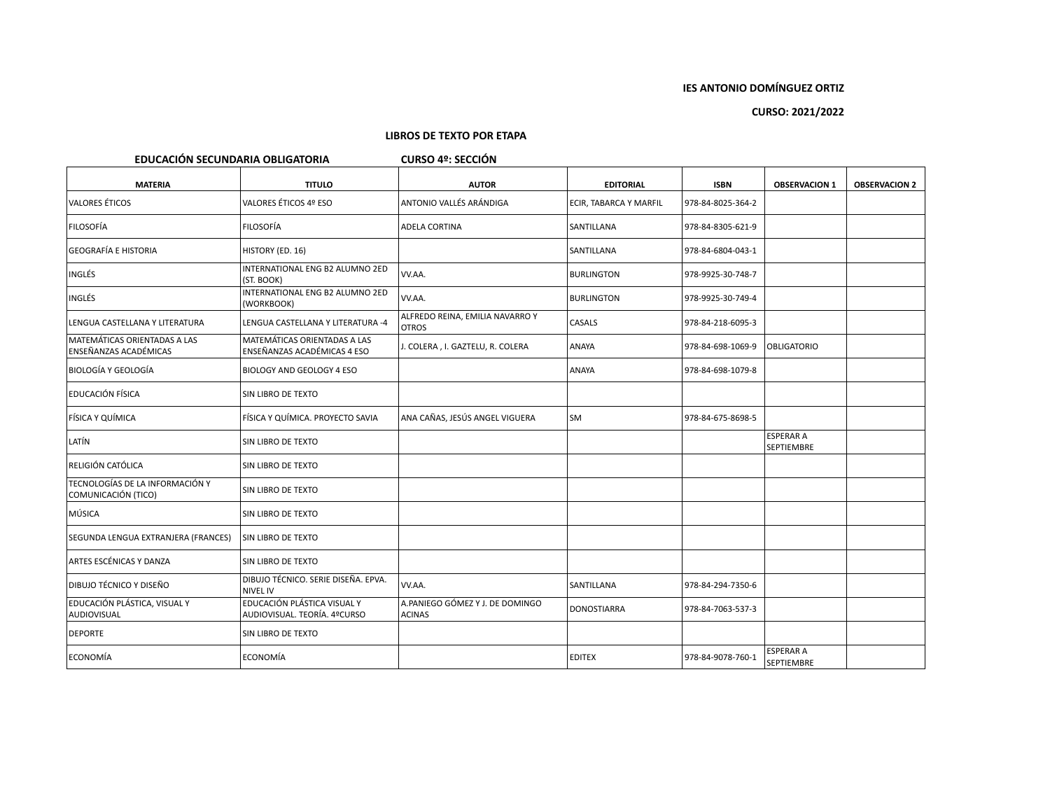**IES ANTONIO DOMÍNGUEZ ORTIZ**

**CURSO: 2021/2022**

**LIBROS DE TEXTO POR ETAPA**

**EDUCACIÓN SECUNDARIA OBLIGATORIA** **CURSO 4º: SECCIÓN**

| MATERIA | TITULO | AUTOR | EDITORIAL | ISBN | OBSERVACION 1 | OBSERVACION 2 |
|---|---|---|---|---|---|---|
| VALORES ÉTICOS | VALORES ÉTICOS 4º ESO | ANTONIO VALLÉS ARÁNDIGA | ECIR, TABARCA Y MARFIL | 978-84-8025-364-2 | | |
| FILOSOFÍA | FILOSOFÍA | ADELA CORTINA | SANTILLANA | 978-84-8305-621-9 | | |
| GEOGRAFÍA E HISTORIA | HISTORY (ED. 16) | | SANTILLANA | 978-84-6804-043-1 | | |
| INGLÉS | INTERNATIONAL ENG B2 ALUMNO 2ED (ST. BOOK) | VV.AA. | BURLINGTON | 978-9925-30-748-7 | | |
| INGLÉS | INTERNATIONAL ENG B2 ALUMNO 2ED (WORKBOOK) | VV.AA. | BURLINGTON | 978-9925-30-749-4 | | |
| LENGUA CASTELLANA Y LITERATURA | LENGUA CASTELLANA Y LITERATURA -4 | ALFREDO REINA, EMILIA NAVARRO Y OTROS | CASALS | 978-84-218-6095-3 | | |
| MATEMÁTICAS ORIENTADAS A LAS ENSEÑANZAS ACADÉMICAS | MATEMÁTICAS ORIENTADAS A LAS ENSEÑANZAS ACADÉMICAS 4 ESO | J. COLERA , I. GAZTELU, R. COLERA | ANAYA | 978-84-698-1069-9 | OBLIGATORIO | |
| BIOLOGÍA Y GEOLOGÍA | BIOLOGY AND GEOLOGY 4 ESO | | ANAYA | 978-84-698-1079-8 | | |
| EDUCACIÓN FÍSICA | SIN LIBRO DE TEXTO | | | | | |
| FÍSICA Y QUÍMICA | FÍSICA Y QUÍMICA. PROYECTO SAVIA | ANA CAÑAS, JESÚS ANGEL VIGUERA | SM | 978-84-675-8698-5 | | |
| LATÍN | SIN LIBRO DE TEXTO | | | | ESPERAR A SEPTIEMBRE | |
| RELIGIÓN CATÓLICA | SIN LIBRO DE TEXTO | | | | | |
| TECNOLOGÍAS DE LA INFORMACIÓN Y COMUNICACIÓN (TICO) | SIN LIBRO DE TEXTO | | | | | |
| MÚSICA | SIN LIBRO DE TEXTO | | | | | |
| SEGUNDA LENGUA EXTRANJERA (FRANCES) | SIN LIBRO DE TEXTO | | | | | |
| ARTES ESCÉNICAS Y DANZA | SIN LIBRO DE TEXTO | | | | | |
| DIBUJO TÉCNICO Y DISEÑO | DIBUJO TÉCNICO. SERIE DISEÑA. EPVA. NIVEL IV | VV.AA. | SANTILLANA | 978-84-294-7350-6 | | |
| EDUCACIÓN PLÁSTICA, VISUAL Y AUDIOVISUAL | EDUCACIÓN PLÁSTICA VISUAL Y AUDIOVISUAL. TEORÍA. 4ºCURSO | A.PANIEGO GÓMEZ Y J. DE DOMINGO ACINAS | DONOSTIARRA | 978-84-7063-537-3 | | |
| DEPORTE | SIN LIBRO DE TEXTO | | | | | |
| ECONOMÍA | ECONOMÍA | | EDITEX | 978-84-9078-760-1 | ESPERAR A SEPTIEMBRE | |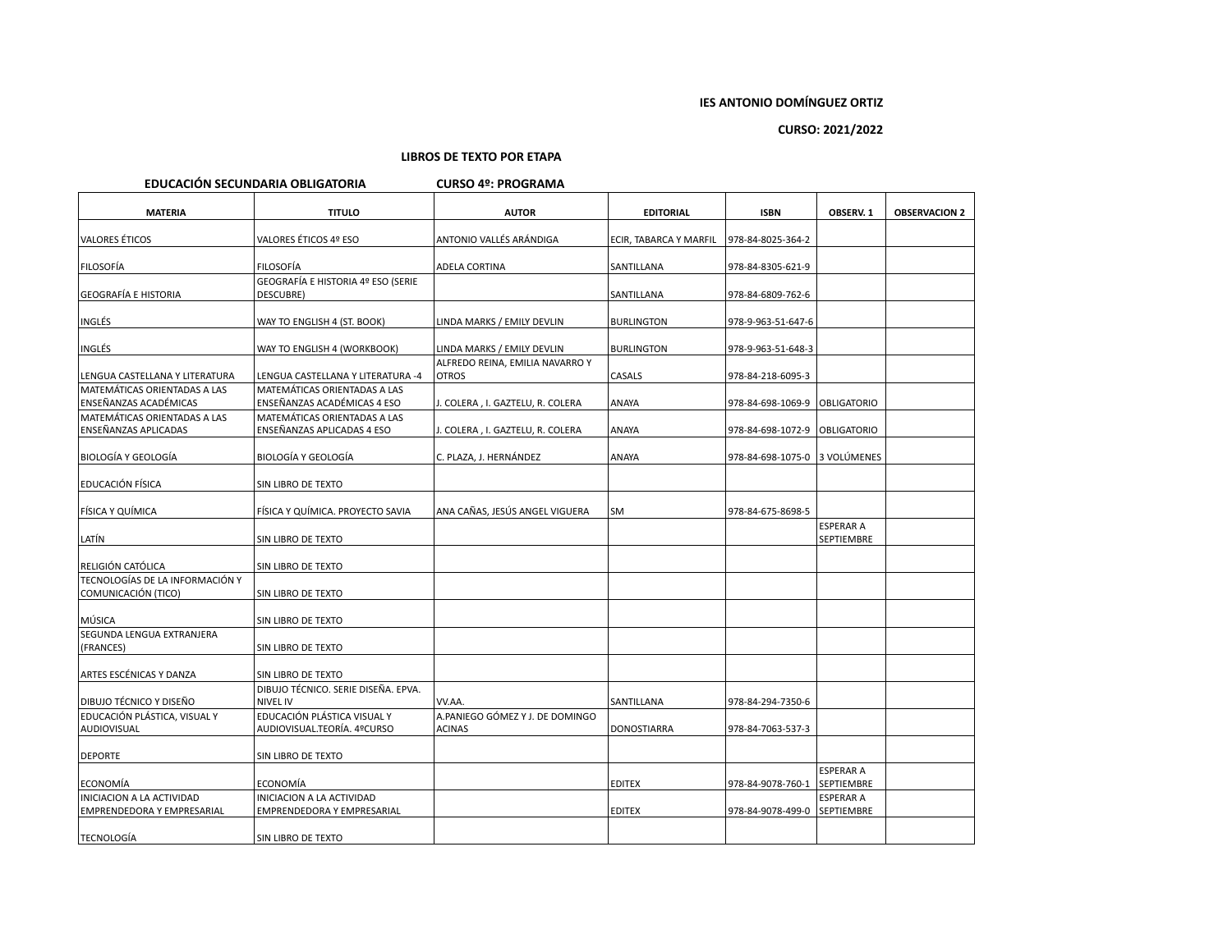**IES ANTONIO DOMÍNGUEZ ORTIZ**

**CURSO: 2021/2022**

**LIBROS DE TEXTO POR ETAPA**

**EDUCACIÓN SECUNDARIA OBLIGATORIA** **CURSO 4º: PROGRAMA**

| MATERIA | TITULO | AUTOR | EDITORIAL | ISBN | OBSERV. 1 | OBSERVACION 2 |
|---|---|---|---|---|---|---|
| VALORES ÉTICOS | VALORES ÉTICOS 4º ESO | ANTONIO VALLÉS ARÁNDIGA | ECIR, TABARCA Y MARFIL | 978-84-8025-364-2 | | |
| FILOSOFÍA | FILOSOFÍA | ADELA CORTINA | SANTILLANA | 978-84-8305-621-9 | | |
| GEOGRAFÍA E HISTORIA | GEOGRAFÍA E HISTORIA 4º ESO (SERIE DESCUBRE) | | SANTILLANA | 978-84-6809-762-6 | | |
| INGLÉS | WAY TO ENGLISH 4 (ST. BOOK) | LINDA MARKS / EMILY DEVLIN | BURLINGTON | 978-9-963-51-647-6 | | |
| INGLÉS | WAY TO ENGLISH 4 (WORKBOOK) | LINDA MARKS / EMILY DEVLIN | BURLINGTON | 978-9-963-51-648-3 | | |
| LENGUA CASTELLANA Y LITERATURA | LENGUA CASTELLANA Y LITERATURA -4 | ALFREDO REINA, EMILIA NAVARRO Y OTROS | CASALS | 978-84-218-6095-3 | | |
| MATEMÁTICAS ORIENTADAS A LAS ENSEÑANZAS ACADÉMICAS | MATEMÁTICAS ORIENTADAS A LAS ENSEÑANZAS ACADÉMICAS 4 ESO | J. COLERA , I. GAZTELU, R. COLERA | ANAYA | 978-84-698-1069-9 | OBLIGATORIO | |
| MATEMÁTICAS ORIENTADAS A LAS ENSEÑANZAS APLICADAS | MATEMÁTICAS ORIENTADAS A LAS ENSEÑANZAS APLICADAS 4 ESO | J. COLERA , I. GAZTELU, R. COLERA | ANAYA | 978-84-698-1072-9 | OBLIGATORIO | |
| BIOLOGÍA Y GEOLOGÍA | BIOLOGÍA Y GEOLOGÍA | C. PLAZA, J. HERNÁNDEZ | ANAYA | 978-84-698-1075-0 | 3 VOLÚMENES | |
| EDUCACIÓN FÍSICA | SIN LIBRO DE TEXTO | | | | | |
| FÍSICA Y QUÍMICA | FÍSICA Y QUÍMICA. PROYECTO SAVIA | ANA CAÑAS, JESÚS ANGEL VIGUERA | SM | 978-84-675-8698-5 | | |
| LATÍN | SIN LIBRO DE TEXTO | | | | ESPERAR A SEPTIEMBRE | |
| RELIGIÓN CATÓLICA | SIN LIBRO DE TEXTO | | | | | |
| TECNOLOGÍAS DE LA INFORMACIÓN Y COMUNICACIÓN (TICO) | SIN LIBRO DE TEXTO | | | | | |
| MÚSICA | SIN LIBRO DE TEXTO | | | | | |
| SEGUNDA LENGUA EXTRANJERA (FRANCES) | SIN LIBRO DE TEXTO | | | | | |
| ARTES ESCÉNICAS Y DANZA | SIN LIBRO DE TEXTO | | | | | |
| DIBUJO TÉCNICO Y DISEÑO | DIBUJO TÉCNICO. SERIE DISEÑA. EPVA. NIVEL IV | VV.AA. | SANTILLANA | 978-84-294-7350-6 | | |
| EDUCACIÓN PLÁSTICA, VISUAL Y AUDIOVISUAL | EDUCACIÓN PLÁSTICA VISUAL Y AUDIOVISUAL.TEORÍA. 4ºCURSO | A.PANIEGO GÓMEZ Y J. DE DOMINGO ACINAS | DONOSTIARRA | 978-84-7063-537-3 | | |
| DEPORTE | SIN LIBRO DE TEXTO | | | | | |
| ECONOMÍA | ECONOMÍA | | EDITEX | 978-84-9078-760-1 | ESPERAR A SEPTIEMBRE | |
| INICIACION A LA ACTIVIDAD EMPRENDEDORA Y EMPRESARIAL | INICIACION A LA ACTIVIDAD EMPRENDEDORA Y EMPRESARIAL | | EDITEX | 978-84-9078-499-0 | ESPERAR A SEPTIEMBRE | |
| TECNOLOGÍA | SIN LIBRO DE TEXTO | | | | | |